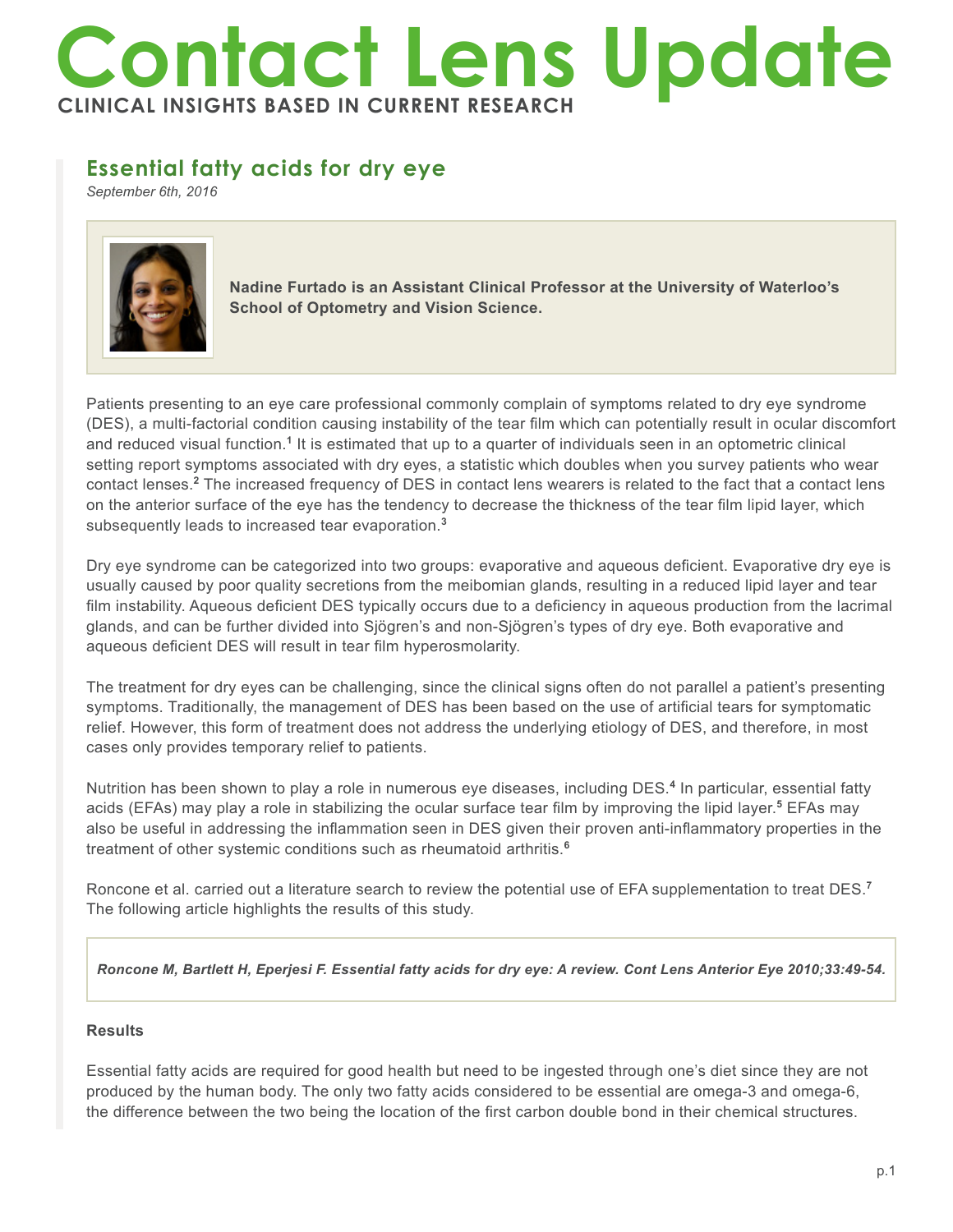# Contact Lens Update

**CLINICAL INSIGHTS BASED IN CURRENT RESEARCH**

## Essential fatty acids for dry eye

*September 6th, 2016*

**Nadine Furtado is an Assistant Clinical Professor at the University of Waterloo's School of Optometry and Vision Science.**

Patients presenting to an eye care professional commonly complain of symptoms related to dry eye syndrome (DES), a multi-factorial condition causing instability of the tear film which can potentially result in ocular discomfort and reduced visual function.[1] It is estimated that up to a quarter of individuals seen in an optometric clinical setting report symptoms associated with dry eyes, a statistic which doubles when you survey patients who wear contact lenses.[2] The increased frequency of DES in contact lens wearers is related to the fact that a contact lens on the anterior surface of the eye has the tendency to decrease the thickness of the tear film lipid layer, which subsequently leads to increased tear evaporation.[3]

Dry eye syndrome can be categorized into two groups: evaporative and aqueous deficient. Evaporative dry eye is usually caused by poor quality secretions from the meibomian glands, resulting in a reduced lipid layer and tear film instability. Aqueous deficient DES typically occurs due to a deficiency in aqueous production from the lacrimal glands, and can be further divided into Sjögren's and non-Sjögren's types of dry eye. Both evaporative and aqueous deficient DES will result in tear film hyperosmolarity.

The treatment for dry eyes can be challenging, since the clinical signs often do not parallel a patient's presenting symptoms. Traditionally, the management of DES has been based on the use of artificial tears for symptomatic relief. However, this form of treatment does not address the underlying etiology of DES, and therefore, in most cases only provides temporary relief to patients.

Nutrition has been shown to play a role in numerous eye diseases, including DES.[4] In particular, essential fatty acids (EFAs) may play a role in stabilizing the ocular surface tear film by improving the lipid layer.[5] EFAs may also be useful in addressing the inflammation seen in DES given their proven anti-inflammatory properties in the treatment of other systemic conditions such as rheumatoid arthritis.[6]

Roncone et al. carried out a literature search to review the potential use of EFA supplementation to treat DES.[7] The following article highlights the results of this study.

***Roncone M, Bartlett H, Eperjesi F. Essential fatty acids for dry eye: A review. Cont Lens Anterior Eye 2010;33:49-54.***

**Results**

Essential fatty acids are required for good health but need to be ingested through one's diet since they are not produced by the human body. The only two fatty acids considered to be essential are omega-3 and omega-6, the difference between the two being the location of the first carbon double bond in their chemical structures.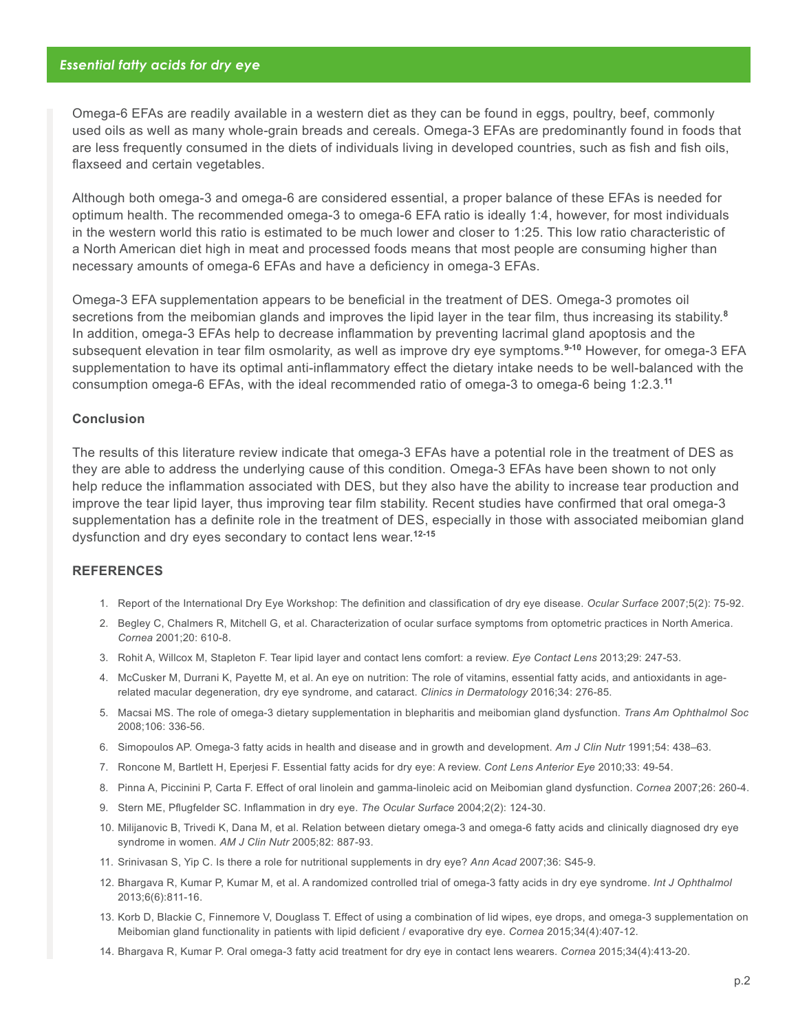## Essential fatty acids for dry eye

Omega-6 EFAs are readily available in a western diet as they can be found in eggs, poultry, beef, commonly used oils as well as many whole-grain breads and cereals. Omega-3 EFAs are predominantly found in foods that are less frequently consumed in the diets of individuals living in developed countries, such as fish and fish oils, flaxseed and certain vegetables.

Although both omega-3 and omega-6 are considered essential, a proper balance of these EFAs is needed for optimum health. The recommended omega-3 to omega-6 EFA ratio is ideally 1:4, however, for most individuals in the western world this ratio is estimated to be much lower and closer to 1:25. This low ratio characteristic of a North American diet high in meat and processed foods means that most people are consuming higher than necessary amounts of omega-6 EFAs and have a deficiency in omega-3 EFAs.

Omega-3 EFA supplementation appears to be beneficial in the treatment of DES. Omega-3 promotes oil secretions from the meibomian glands and improves the lipid layer in the tear film, thus increasing its stability.[8] In addition, omega-3 EFAs help to decrease inflammation by preventing lacrimal gland apoptosis and the subsequent elevation in tear film osmolarity, as well as improve dry eye symptoms.[9-10] However, for omega-3 EFA supplementation to have its optimal anti-inflammatory effect the dietary intake needs to be well-balanced with the consumption omega-6 EFAs, with the ideal recommended ratio of omega-3 to omega-6 being 1:2.3.[11]

### Conclusion

The results of this literature review indicate that omega-3 EFAs have a potential role in the treatment of DES as they are able to address the underlying cause of this condition. Omega-3 EFAs have been shown to not only help reduce the inflammation associated with DES, but they also have the ability to increase tear production and improve the tear lipid layer, thus improving tear film stability. Recent studies have confirmed that oral omega-3 supplementation has a definite role in the treatment of DES, especially in those with associated meibomian gland dysfunction and dry eyes secondary to contact lens wear.[12-15]

### REFERENCES

1. Report of the International Dry Eye Workshop: The definition and classification of dry eye disease. *Ocular Surface* 2007;5(2): 75-92.
2. Begley C, Chalmers R, Mitchell G, et al. Characterization of ocular surface symptoms from optometric practices in North America. *Cornea* 2001;20: 610-8.
3. Rohit A, Willcox M, Stapleton F. Tear lipid layer and contact lens comfort: a review. *Eye Contact Lens* 2013;29: 247-53.
4. McCusker M, Durrani K, Payette M, et al. An eye on nutrition: The role of vitamins, essential fatty acids, and antioxidants in age-related macular degeneration, dry eye syndrome, and cataract. *Clinics in Dermatology* 2016;34: 276-85.
5. Macsai MS. The role of omega-3 dietary supplementation in blepharitis and meibomian gland dysfunction. *Trans Am Ophthalmol Soc* 2008;106: 336-56.
6. Simopoulos AP. Omega-3 fatty acids in health and disease and in growth and development. *Am J Clin Nutr* 1991;54: 438–63.
7. Roncone M, Bartlett H, Eperjesi F. Essential fatty acids for dry eye: A review. *Cont Lens Anterior Eye* 2010;33: 49-54.
8. Pinna A, Piccinini P, Carta F. Effect of oral linolein and gamma-linoleic acid on Meibomian gland dysfunction. *Cornea* 2007;26: 260-4.
9. Stern ME, Pflugfelder SC. Inflammation in dry eye. *The Ocular Surface* 2004;2(2): 124-30.
10. Milijanovic B, Trivedi K, Dana M, et al. Relation between dietary omega-3 and omega-6 fatty acids and clinically diagnosed dry eye syndrome in women. *AM J Clin Nutr* 2005;82: 887-93.
11. Srinivasan S, Yip C. Is there a role for nutritional supplements in dry eye? *Ann Acad* 2007;36: S45-9.
12. Bhargava R, Kumar P, Kumar M, et al. A randomized controlled trial of omega-3 fatty acids in dry eye syndrome. *Int J Ophthalmol* 2013;6(6):811-16.
13. Korb D, Blackie C, Finnemore V, Douglass T. Effect of using a combination of lid wipes, eye drops, and omega-3 supplementation on Meibomian gland functionality in patients with lipid deficient / evaporative dry eye. *Cornea* 2015;34(4):407-12.
14. Bhargava R, Kumar P. Oral omega-3 fatty acid treatment for dry eye in contact lens wearers. *Cornea* 2015;34(4):413-20.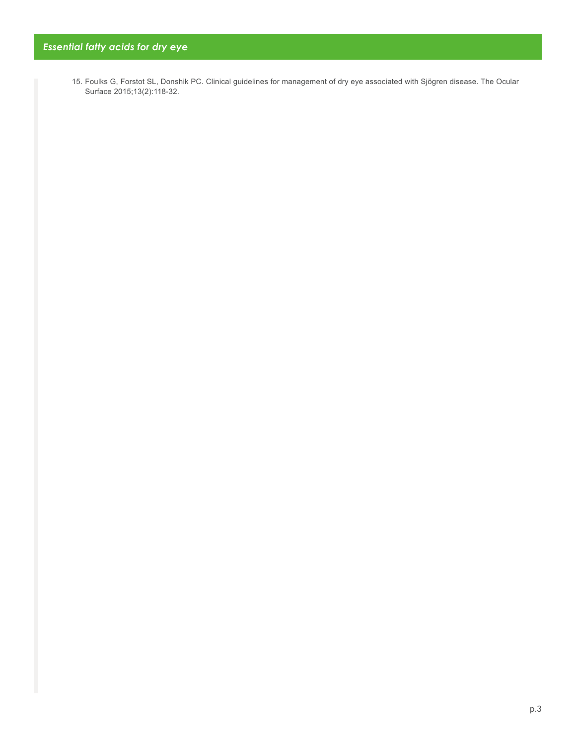15. Foulks G, Forstot SL, Donshik PC. Clinical guidelines for management of dry eye associated with Sjögren disease. The Ocular Surface 2015;13(2):118-32.